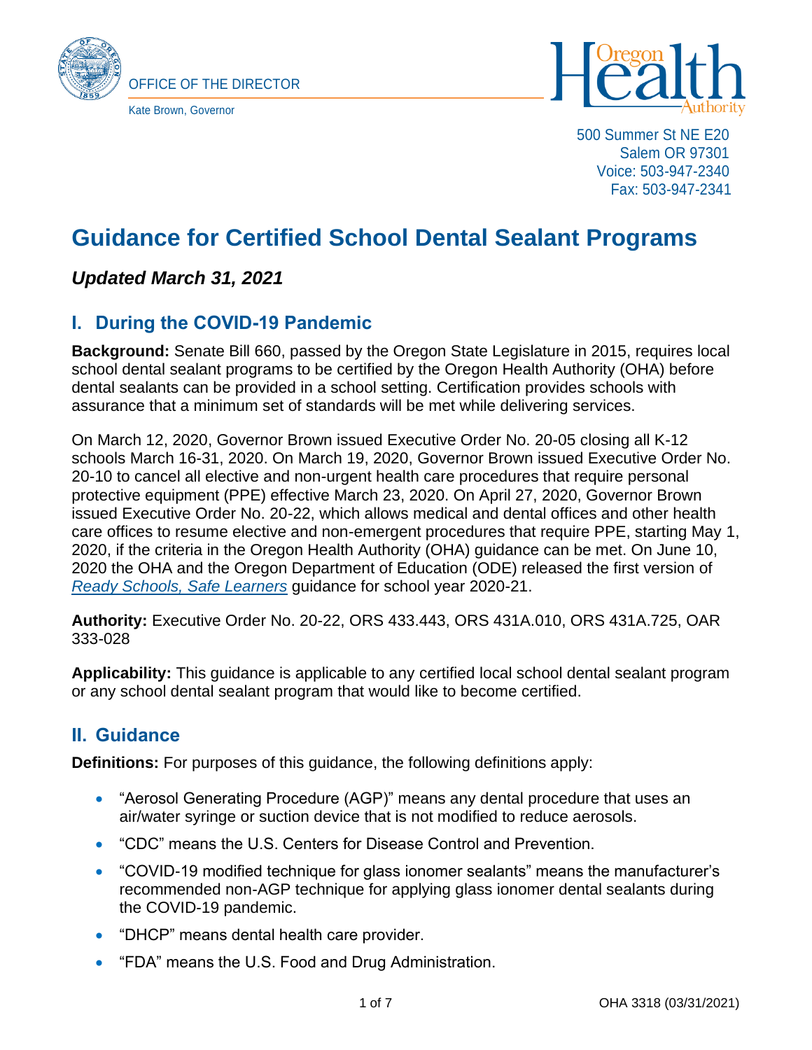OFFICE OF THE DIRECTOR

Kate Brown, Governor

Oregon Health Authority

500 Summer St NE E20
Salem OR 97301
Voice: 503-947-2340
Fax: 503-947-2341

# Guidance for Certified School Dental Sealant Programs

### *Updated March 31, 2021*

## I. During the COVID-19 Pandemic

**Background:** Senate Bill 660, passed by the Oregon State Legislature in 2015, requires local school dental sealant programs to be certified by the Oregon Health Authority (OHA) before dental sealants can be provided in a school setting. Certification provides schools with assurance that a minimum set of standards will be met while delivering services.

On March 12, 2020, Governor Brown issued Executive Order No. 20-05 closing all K-12 schools March 16-31, 2020. On March 19, 2020, Governor Brown issued Executive Order No. 20-10 to cancel all elective and non-urgent health care procedures that require personal protective equipment (PPE) effective March 23, 2020. On April 27, 2020, Governor Brown issued Executive Order No. 20-22, which allows medical and dental offices and other health care offices to resume elective and non-emergent procedures that require PPE, starting May 1, 2020, if the criteria in the Oregon Health Authority (OHA) guidance can be met. On June 10, 2020 the OHA and the Oregon Department of Education (ODE) released the first version of *Ready Schools, Safe Learners* guidance for school year 2020-21.

**Authority:** Executive Order No. 20-22, ORS 433.443, ORS 431A.010, ORS 431A.725, OAR 333-028

**Applicability:** This guidance is applicable to any certified local school dental sealant program or any school dental sealant program that would like to become certified.

## II. Guidance

**Definitions:** For purposes of this guidance, the following definitions apply:

- "Aerosol Generating Procedure (AGP)" means any dental procedure that uses an air/water syringe or suction device that is not modified to reduce aerosols.
- "CDC" means the U.S. Centers for Disease Control and Prevention.
- "COVID-19 modified technique for glass ionomer sealants" means the manufacturer's recommended non-AGP technique for applying glass ionomer dental sealants during the COVID-19 pandemic.
- "DHCP" means dental health care provider.
- "FDA" means the U.S. Food and Drug Administration.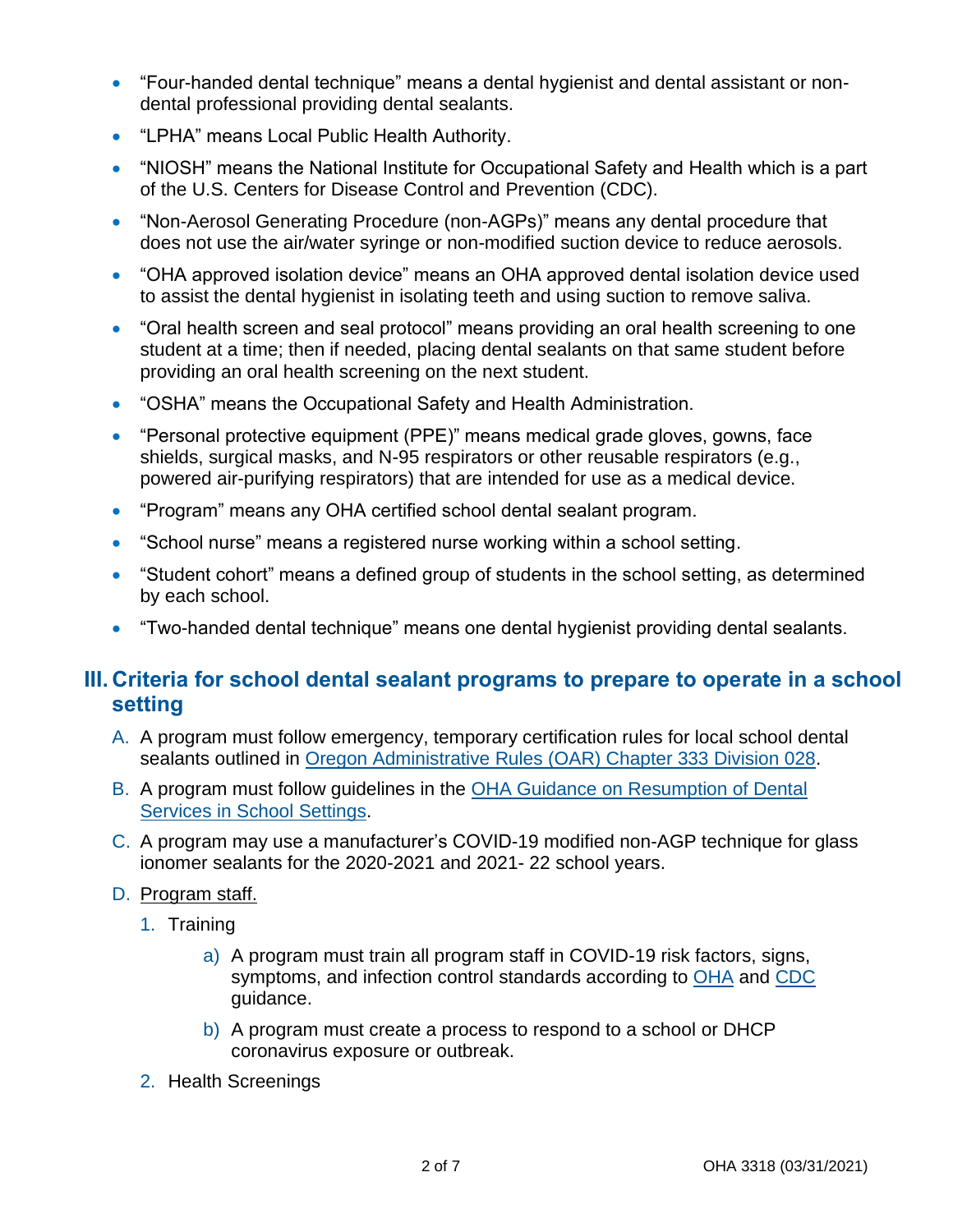- “Four-handed dental technique” means a dental hygienist and dental assistant or non-dental professional providing dental sealants.
- “LPHA” means Local Public Health Authority.
- “NIOSH” means the National Institute for Occupational Safety and Health which is a part of the U.S. Centers for Disease Control and Prevention (CDC).
- “Non-Aerosol Generating Procedure (non-AGPs)” means any dental procedure that does not use the air/water syringe or non-modified suction device to reduce aerosols.
- “OHA approved isolation device” means an OHA approved dental isolation device used to assist the dental hygienist in isolating teeth and using suction to remove saliva.
- “Oral health screen and seal protocol” means providing an oral health screening to one student at a time; then if needed, placing dental sealants on that same student before providing an oral health screening on the next student.
- “OSHA” means the Occupational Safety and Health Administration.
- “Personal protective equipment (PPE)” means medical grade gloves, gowns, face shields, surgical masks, and N-95 respirators or other reusable respirators (e.g., powered air-purifying respirators) that are intended for use as a medical device.
- “Program” means any OHA certified school dental sealant program.
- “School nurse” means a registered nurse working within a school setting.
- “Student cohort” means a defined group of students in the school setting, as determined by each school.
- “Two-handed dental technique” means one dental hygienist providing dental sealants.

## III. Criteria for school dental sealant programs to prepare to operate in a school setting

A. A program must follow emergency, temporary certification rules for local school dental sealants outlined in Oregon Administrative Rules (OAR) Chapter 333 Division 028.

B. A program must follow guidelines in the OHA Guidance on Resumption of Dental Services in School Settings.

C. A program may use a manufacturer’s COVID-19 modified non-AGP technique for glass ionomer sealants for the 2020-2021 and 2021- 22 school years.

D. Program staff.

1. Training

    a) A program must train all program staff in COVID-19 risk factors, signs, symptoms, and infection control standards according to OHA and CDC guidance.

    b) A program must create a process to respond to a school or DHCP coronavirus exposure or outbreak.

2. Health Screenings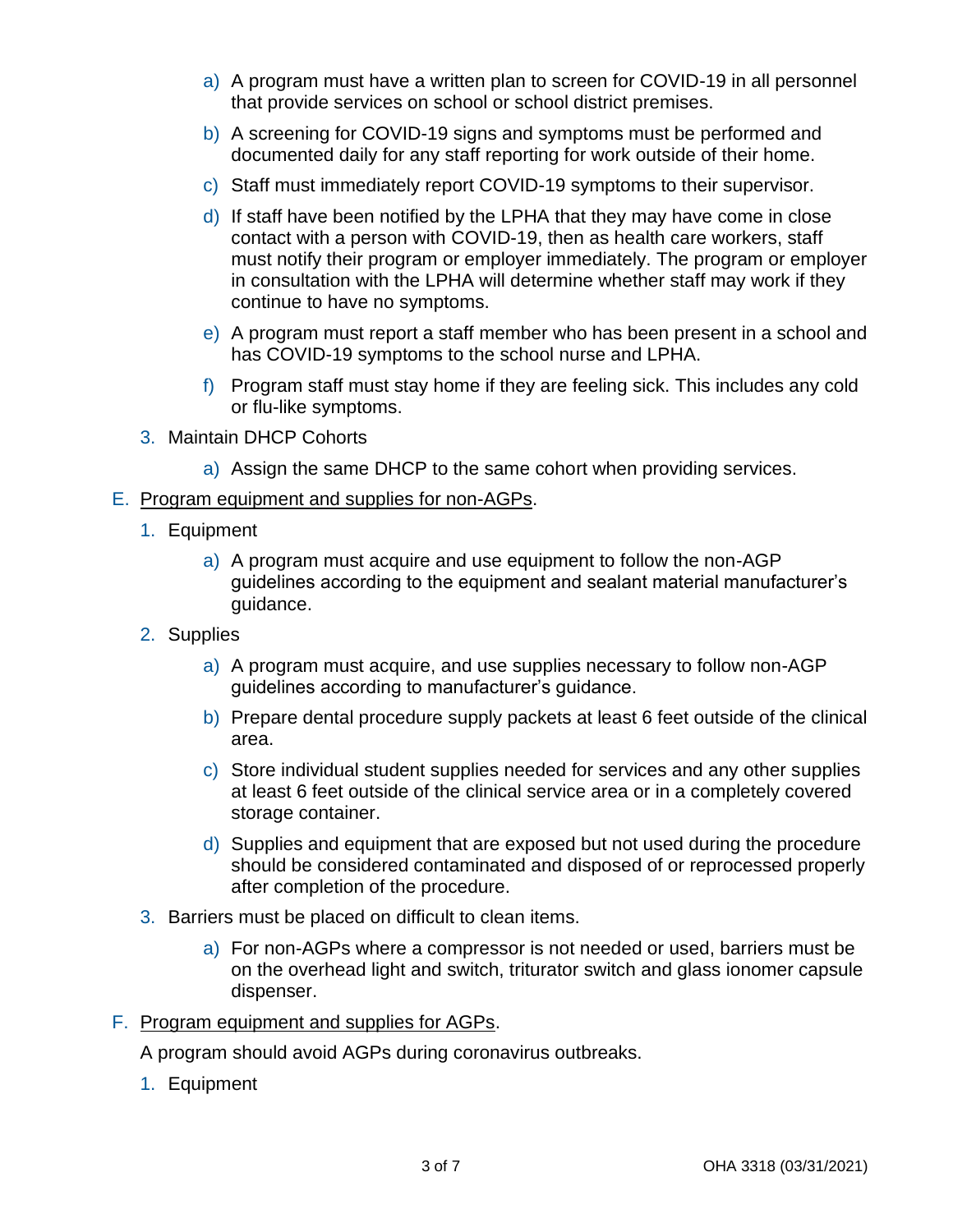a) A program must have a written plan to screen for COVID-19 in all personnel that provide services on school or school district premises.

b) A screening for COVID-19 signs and symptoms must be performed and documented daily for any staff reporting for work outside of their home.

c) Staff must immediately report COVID-19 symptoms to their supervisor.

d) If staff have been notified by the LPHA that they may have come in close contact with a person with COVID-19, then as health care workers, staff must notify their program or employer immediately. The program or employer in consultation with the LPHA will determine whether staff may work if they continue to have no symptoms.

e) A program must report a staff member who has been present in a school and has COVID-19 symptoms to the school nurse and LPHA.

f) Program staff must stay home if they are feeling sick. This includes any cold or flu-like symptoms.

3. Maintain DHCP Cohorts

   a) Assign the same DHCP to the same cohort when providing services.

E. <u>Program equipment and supplies for non-AGPs</u>.

1. Equipment

   a) A program must acquire and use equipment to follow the non-AGP guidelines according to the equipment and sealant material manufacturer's guidance.

2. Supplies

   a) A program must acquire, and use supplies necessary to follow non-AGP guidelines according to manufacturer's guidance.

   b) Prepare dental procedure supply packets at least 6 feet outside of the clinical area.

   c) Store individual student supplies needed for services and any other supplies at least 6 feet outside of the clinical service area or in a completely covered storage container.

   d) Supplies and equipment that are exposed but not used during the procedure should be considered contaminated and disposed of or reprocessed properly after completion of the procedure.

3. Barriers must be placed on difficult to clean items.

   a) For non-AGPs where a compressor is not needed or used, barriers must be on the overhead light and switch, triturator switch and glass ionomer capsule dispenser.

F. <u>Program equipment and supplies for AGPs</u>.

A program should avoid AGPs during coronavirus outbreaks.

1. Equipment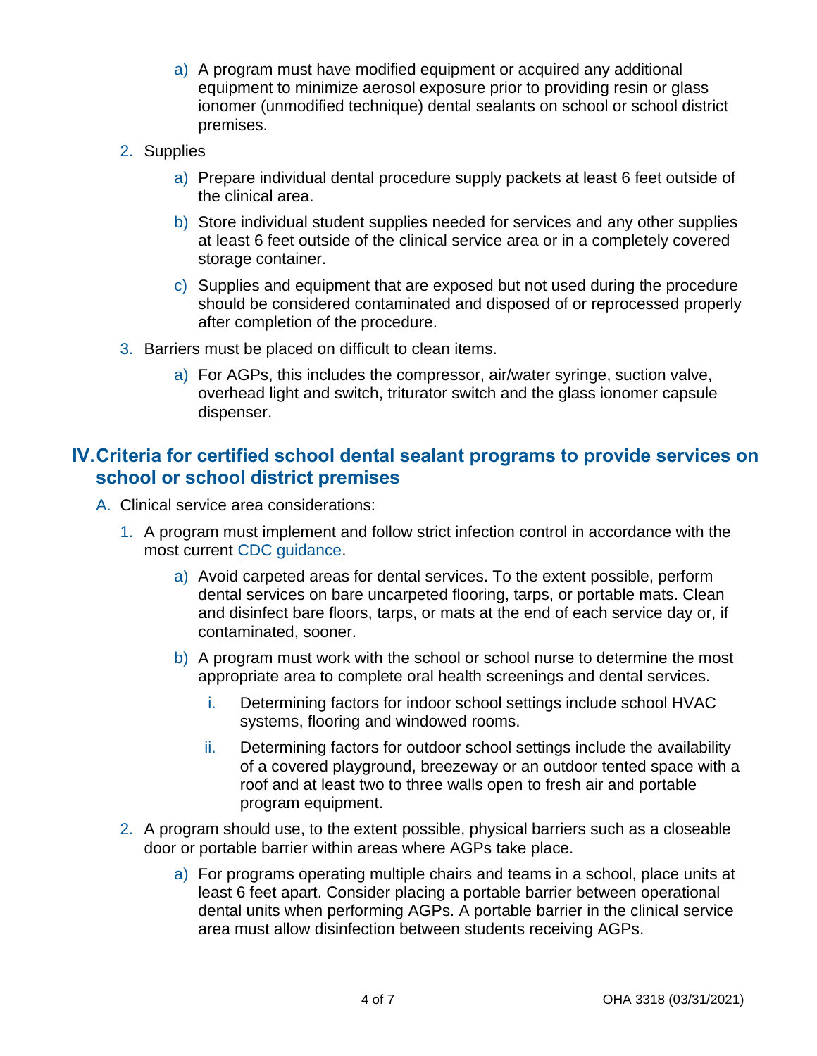a) A program must have modified equipment or acquired any additional equipment to minimize aerosol exposure prior to providing resin or glass ionomer (unmodified technique) dental sealants on school or school district premises.

2. Supplies
   a) Prepare individual dental procedure supply packets at least 6 feet outside of the clinical area.
   b) Store individual student supplies needed for services and any other supplies at least 6 feet outside of the clinical service area or in a completely covered storage container.
   c) Supplies and equipment that are exposed but not used during the procedure should be considered contaminated and disposed of or reprocessed properly after completion of the procedure.
3. Barriers must be placed on difficult to clean items.
   a) For AGPs, this includes the compressor, air/water syringe, suction valve, overhead light and switch, triturator switch and the glass ionomer capsule dispenser.

## IV. Criteria for certified school dental sealant programs to provide services on school or school district premises

A. Clinical service area considerations:

1. A program must implement and follow strict infection control in accordance with the most current [CDC guidance](CDC guidance).
   a) Avoid carpeted areas for dental services. To the extent possible, perform dental services on bare uncarpeted flooring, tarps, or portable mats. Clean and disinfect bare floors, tarps, or mats at the end of each service day or, if contaminated, sooner.
   b) A program must work with the school or school nurse to determine the most appropriate area to complete oral health screenings and dental services.
      i. Determining factors for indoor school settings include school HVAC systems, flooring and windowed rooms.
      ii. Determining factors for outdoor school settings include the availability of a covered playground, breezeway or an outdoor tented space with a roof and at least two to three walls open to fresh air and portable program equipment.
2. A program should use, to the extent possible, physical barriers such as a closeable door or portable barrier within areas where AGPs take place.
   a) For programs operating multiple chairs and teams in a school, place units at least 6 feet apart. Consider placing a portable barrier between operational dental units when performing AGPs. A portable barrier in the clinical service area must allow disinfection between students receiving AGPs.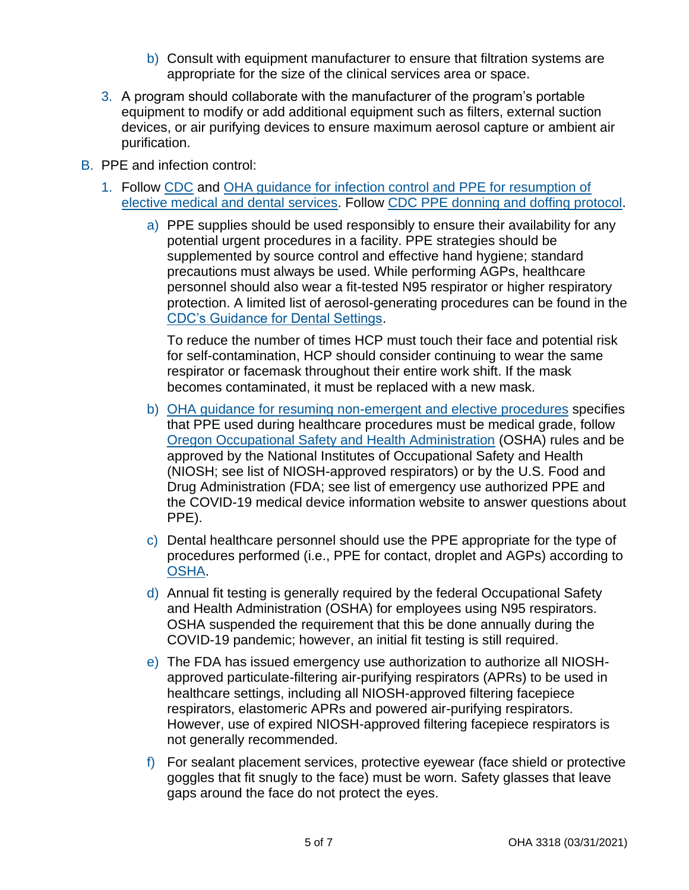b) Consult with equipment manufacturer to ensure that filtration systems are appropriate for the size of the clinical services area or space.

3. A program should collaborate with the manufacturer of the program's portable equipment to modify or add additional equipment such as filters, external suction devices, or air purifying devices to ensure maximum aerosol capture or ambient air purification.

B. PPE and infection control:

1. Follow CDC and OHA guidance for infection control and PPE for resumption of elective medical and dental services. Follow CDC PPE donning and doffing protocol.

   a) PPE supplies should be used responsibly to ensure their availability for any potential urgent procedures in a facility. PPE strategies should be supplemented by source control and effective hand hygiene; standard precautions must always be used. While performing AGPs, healthcare personnel should also wear a fit-tested N95 respirator or higher respiratory protection. A limited list of aerosol-generating procedures can be found in the CDC's Guidance for Dental Settings.

      To reduce the number of times HCP must touch their face and potential risk for self-contamination, HCP should consider continuing to wear the same respirator or facemask throughout their entire work shift. If the mask becomes contaminated, it must be replaced with a new mask.

   b) OHA guidance for resuming non-emergent and elective procedures specifies that PPE used during healthcare procedures must be medical grade, follow Oregon Occupational Safety and Health Administration (OSHA) rules and be approved by the National Institutes of Occupational Safety and Health (NIOSH; see list of NIOSH-approved respirators) or by the U.S. Food and Drug Administration (FDA; see list of emergency use authorized PPE and the COVID-19 medical device information website to answer questions about PPE).

   c) Dental healthcare personnel should use the PPE appropriate for the type of procedures performed (i.e., PPE for contact, droplet and AGPs) according to OSHA.

   d) Annual fit testing is generally required by the federal Occupational Safety and Health Administration (OSHA) for employees using N95 respirators. OSHA suspended the requirement that this be done annually during the COVID-19 pandemic; however, an initial fit testing is still required.

   e) The FDA has issued emergency use authorization to authorize all NIOSH-approved particulate-filtering air-purifying respirators (APRs) to be used in healthcare settings, including all NIOSH-approved filtering facepiece respirators, elastomeric APRs and powered air-purifying respirators. However, use of expired NIOSH-approved filtering facepiece respirators is not generally recommended.

   f) For sealant placement services, protective eyewear (face shield or protective goggles that fit snugly to the face) must be worn. Safety glasses that leave gaps around the face do not protect the eyes.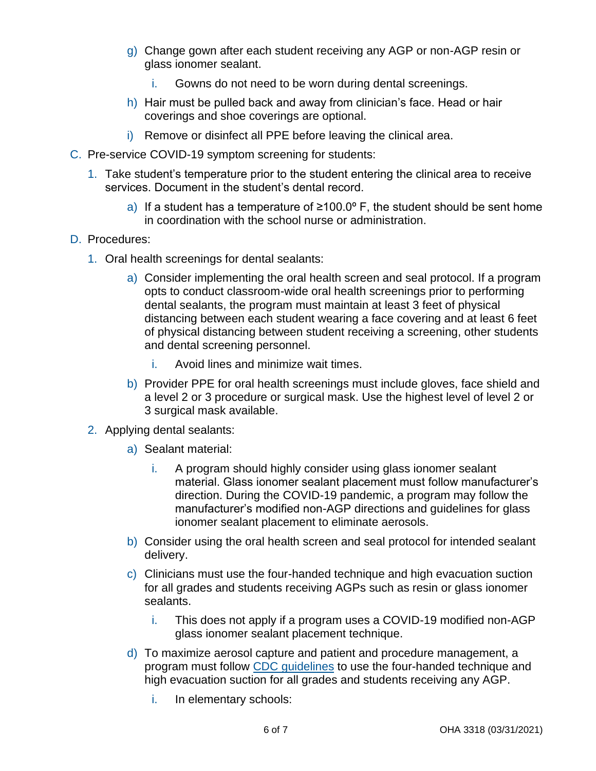g) Change gown after each student receiving any AGP or non-AGP resin or glass ionomer sealant.

   i. Gowns do not need to be worn during dental screenings.

h) Hair must be pulled back and away from clinician's face. Head or hair coverings and shoe coverings are optional.

i) Remove or disinfect all PPE before leaving the clinical area.

C. Pre-service COVID-19 symptom screening for students:

1. Take student's temperature prior to the student entering the clinical area to receive services. Document in the student's dental record.

   a) If a student has a temperature of ≥100.0º F, the student should be sent home in coordination with the school nurse or administration.

D. Procedures:

1. Oral health screenings for dental sealants:

   a) Consider implementing the oral health screen and seal protocol. If a program opts to conduct classroom-wide oral health screenings prior to performing dental sealants, the program must maintain at least 3 feet of physical distancing between each student wearing a face covering and at least 6 feet of physical distancing between student receiving a screening, other students and dental screening personnel.

      i. Avoid lines and minimize wait times.

   b) Provider PPE for oral health screenings must include gloves, face shield and a level 2 or 3 procedure or surgical mask. Use the highest level of level 2 or 3 surgical mask available.

2. Applying dental sealants:

   a) Sealant material:

      i. A program should highly consider using glass ionomer sealant material. Glass ionomer sealant placement must follow manufacturer's direction. During the COVID-19 pandemic, a program may follow the manufacturer's modified non-AGP directions and guidelines for glass ionomer sealant placement to eliminate aerosols.

   b) Consider using the oral health screen and seal protocol for intended sealant delivery.

   c) Clinicians must use the four-handed technique and high evacuation suction for all grades and students receiving AGPs such as resin or glass ionomer sealants.

      i. This does not apply if a program uses a COVID-19 modified non-AGP glass ionomer sealant placement technique.

   d) To maximize aerosol capture and patient and procedure management, a program must follow CDC guidelines to use the four-handed technique and high evacuation suction for all grades and students receiving any AGP.

      i. In elementary schools: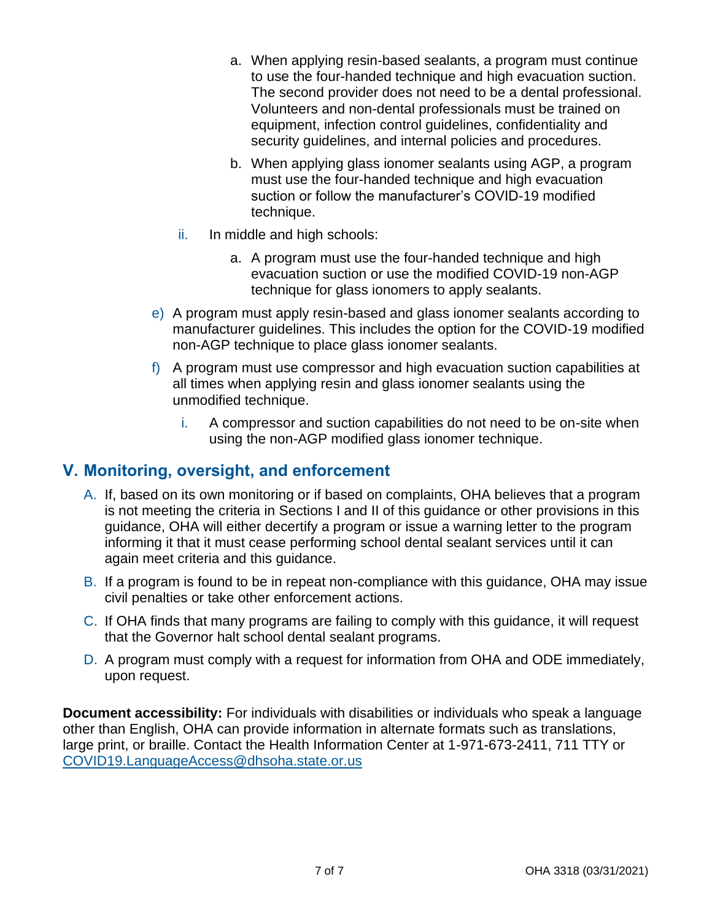a. When applying resin-based sealants, a program must continue to use the four-handed technique and high evacuation suction. The second provider does not need to be a dental professional. Volunteers and non-dental professionals must be trained on equipment, infection control guidelines, confidentiality and security guidelines, and internal policies and procedures.

b. When applying glass ionomer sealants using AGP, a program must use the four-handed technique and high evacuation suction or follow the manufacturer's COVID-19 modified technique.

ii. In middle and high schools:

a. A program must use the four-handed technique and high evacuation suction or use the modified COVID-19 non-AGP technique for glass ionomers to apply sealants.

e) A program must apply resin-based and glass ionomer sealants according to manufacturer guidelines. This includes the option for the COVID-19 modified non-AGP technique to place glass ionomer sealants.

f) A program must use compressor and high evacuation suction capabilities at all times when applying resin and glass ionomer sealants using the unmodified technique.

i. A compressor and suction capabilities do not need to be on-site when using the non-AGP modified glass ionomer technique.

## V. Monitoring, oversight, and enforcement

A. If, based on its own monitoring or if based on complaints, OHA believes that a program is not meeting the criteria in Sections I and II of this guidance or other provisions in this guidance, OHA will either decertify a program or issue a warning letter to the program informing it that it must cease performing school dental sealant services until it can again meet criteria and this guidance.

B. If a program is found to be in repeat non-compliance with this guidance, OHA may issue civil penalties or take other enforcement actions.

C. If OHA finds that many programs are failing to comply with this guidance, it will request that the Governor halt school dental sealant programs.

D. A program must comply with a request for information from OHA and ODE immediately, upon request.

**Document accessibility:** For individuals with disabilities or individuals who speak a language other than English, OHA can provide information in alternate formats such as translations, large print, or braille. Contact the Health Information Center at 1-971-673-2411, 711 TTY or COVID19.LanguageAccess@dhsoha.state.or.us

OHA 3318 (03/31/2021)